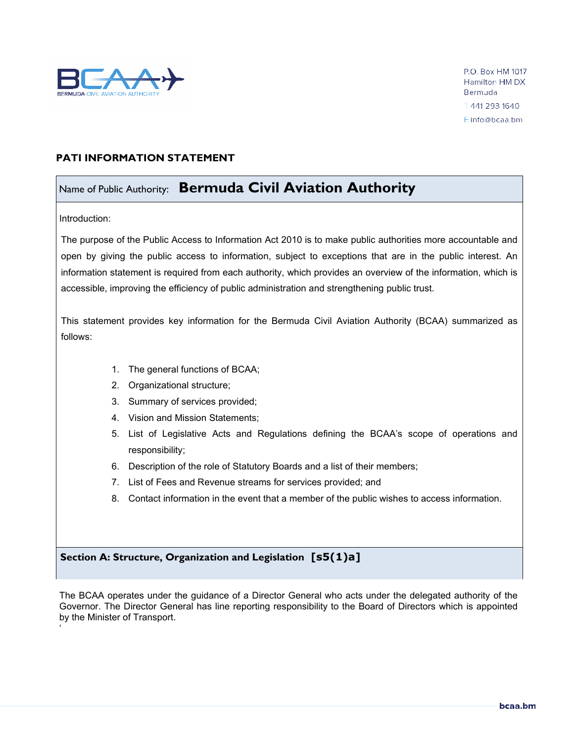P.O. Box HM 1017
Hamilton HM DX
Bermuda

T 441 293 1640

E info@bcaa.bm

## PATI INFORMATION STATEMENT

Name of Public Authority: **Bermuda Civil Aviation Authority**

Introduction:

The purpose of the Public Access to Information Act 2010 is to make public authorities more accountable and open by giving the public access to information, subject to exceptions that are in the public interest. An information statement is required from each authority, which provides an overview of the information, which is accessible, improving the efficiency of public administration and strengthening public trust.

This statement provides key information for the Bermuda Civil Aviation Authority (BCAA) summarized as follows:

1. The general functions of BCAA;
2. Organizational structure;
3. Summary of services provided;
4. Vision and Mission Statements;
5. List of Legislative Acts and Regulations defining the BCAA's scope of operations and responsibility;
6. Description of the role of Statutory Boards and a list of their members;
7. List of Fees and Revenue streams for services provided; and
8. Contact information in the event that a member of the public wishes to access information.

### Section A: Structure, Organization and Legislation [s5(1)a]

The BCAA operates under the guidance of a Director General who acts under the delegated authority of the Governor. The Director General has line reporting responsibility to the Board of Directors which is appointed by the Minister of Transport.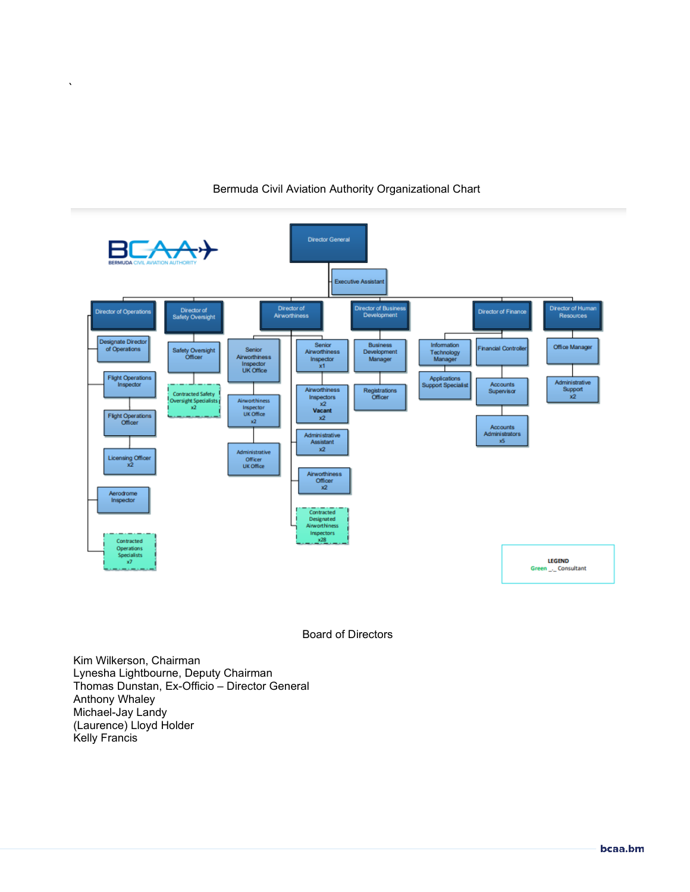`

Bermuda Civil Aviation Authority Organizational Chart

- Director General
  - Executive Assistant
  - Director of Operations
    - Designate Director of Operations
    - Flight Operations Inspector
    - Flight Operations Officer
    - Licensing Officer x2
    - Aerodrome Inspector
    - Contracted Operations Specialists x7
  - Director of Safety Oversight
    - Safety Oversight Officer
    - Contracted Safety Oversight Specialists x2
  - Director of Airworthiness
    - Senior Airworthiness Inspector UK Office
    - Airworthiness Inspector UK Office x2
    - Administrative Officer UK Office
    - Senior Airworthiness Inspector x1
    - Airworthiness Inspectors x2 **Vacant** x2
    - Administrative Assistant x2
    - Airworthiness Officer x2
    - Contracted Designated Airworthiness Inspectors x28
  - Director of Business Development
    - Business Development Manager
    - Registrations Officer
  - Director of Finance
    - Information Technology Manager
    - Applications Support Specialist
    - Financial Controller
    - Accounts Supervisor
    - Accounts Administrators x5
  - Director of Human Resources
    - Office Manager
    - Administrative Support x2

LEGEND
Green _._ Consultant

Board of Directors

Kim Wilkerson, Chairman
Lynesha Lightbourne, Deputy Chairman
Thomas Dunstan, Ex-Officio – Director General
Anthony Whaley
Michael-Jay Landy
(Laurence) Lloyd Holder
Kelly Francis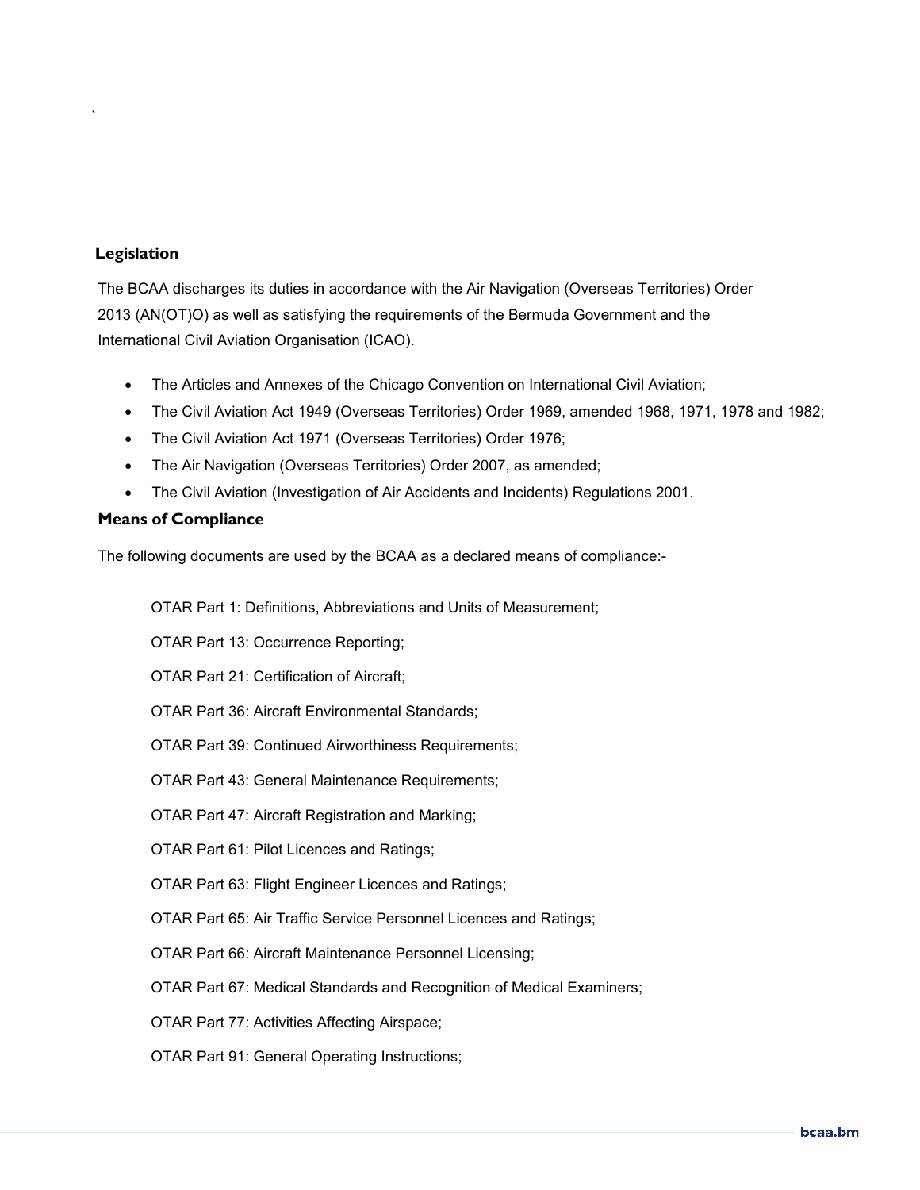## Legislation

The BCAA discharges its duties in accordance with the Air Navigation (Overseas Territories) Order 2013 (AN(OT)O) as well as satisfying the requirements of the Bermuda Government and the International Civil Aviation Organisation (ICAO).

- The Articles and Annexes of the Chicago Convention on International Civil Aviation;
- The Civil Aviation Act 1949 (Overseas Territories) Order 1969, amended 1968, 1971, 1978 and 1982;
- The Civil Aviation Act 1971 (Overseas Territories) Order 1976;
- The Air Navigation (Overseas Territories) Order 2007, as amended;
- The Civil Aviation (Investigation of Air Accidents and Incidents) Regulations 2001.

## Means of Compliance

The following documents are used by the BCAA as a declared means of compliance:-

OTAR Part 1: Definitions, Abbreviations and Units of Measurement;

OTAR Part 13: Occurrence Reporting;

OTAR Part 21: Certification of Aircraft;

OTAR Part 36: Aircraft Environmental Standards;

OTAR Part 39: Continued Airworthiness Requirements;

OTAR Part 43: General Maintenance Requirements;

OTAR Part 47: Aircraft Registration and Marking;

OTAR Part 61: Pilot Licences and Ratings;

OTAR Part 63: Flight Engineer Licences and Ratings;

OTAR Part 65: Air Traffic Service Personnel Licences and Ratings;

OTAR Part 66: Aircraft Maintenance Personnel Licensing;

OTAR Part 67: Medical Standards and Recognition of Medical Examiners;

OTAR Part 77: Activities Affecting Airspace;

OTAR Part 91: General Operating Instructions;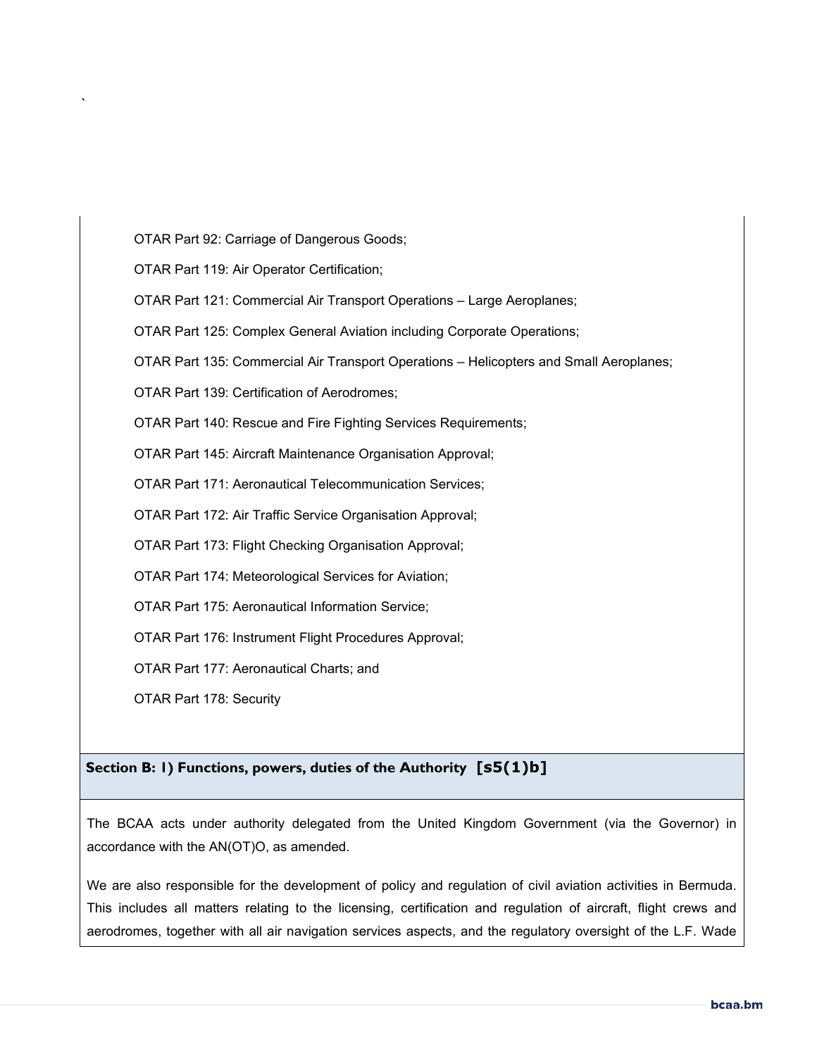OTAR Part 92: Carriage of Dangerous Goods;

OTAR Part 119: Air Operator Certification;

OTAR Part 121: Commercial Air Transport Operations – Large Aeroplanes;

OTAR Part 125: Complex General Aviation including Corporate Operations;

OTAR Part 135: Commercial Air Transport Operations – Helicopters and Small Aeroplanes;

OTAR Part 139: Certification of Aerodromes;

OTAR Part 140: Rescue and Fire Fighting Services Requirements;

OTAR Part 145: Aircraft Maintenance Organisation Approval;

OTAR Part 171: Aeronautical Telecommunication Services;

OTAR Part 172: Air Traffic Service Organisation Approval;

OTAR Part 173: Flight Checking Organisation Approval;

OTAR Part 174: Meteorological Services for Aviation;

OTAR Part 175: Aeronautical Information Service;

OTAR Part 176: Instrument Flight Procedures Approval;

OTAR Part 177: Aeronautical Charts; and

OTAR Part 178: Security

## Section B: 1) Functions, powers, duties of the Authority [s5(1)b]

The BCAA acts under authority delegated from the United Kingdom Government (via the Governor) in accordance with the AN(OT)O, as amended.

We are also responsible for the development of policy and regulation of civil aviation activities in Bermuda. This includes all matters relating to the licensing, certification and regulation of aircraft, flight crews and aerodromes, together with all air navigation services aspects, and the regulatory oversight of the L.F. Wade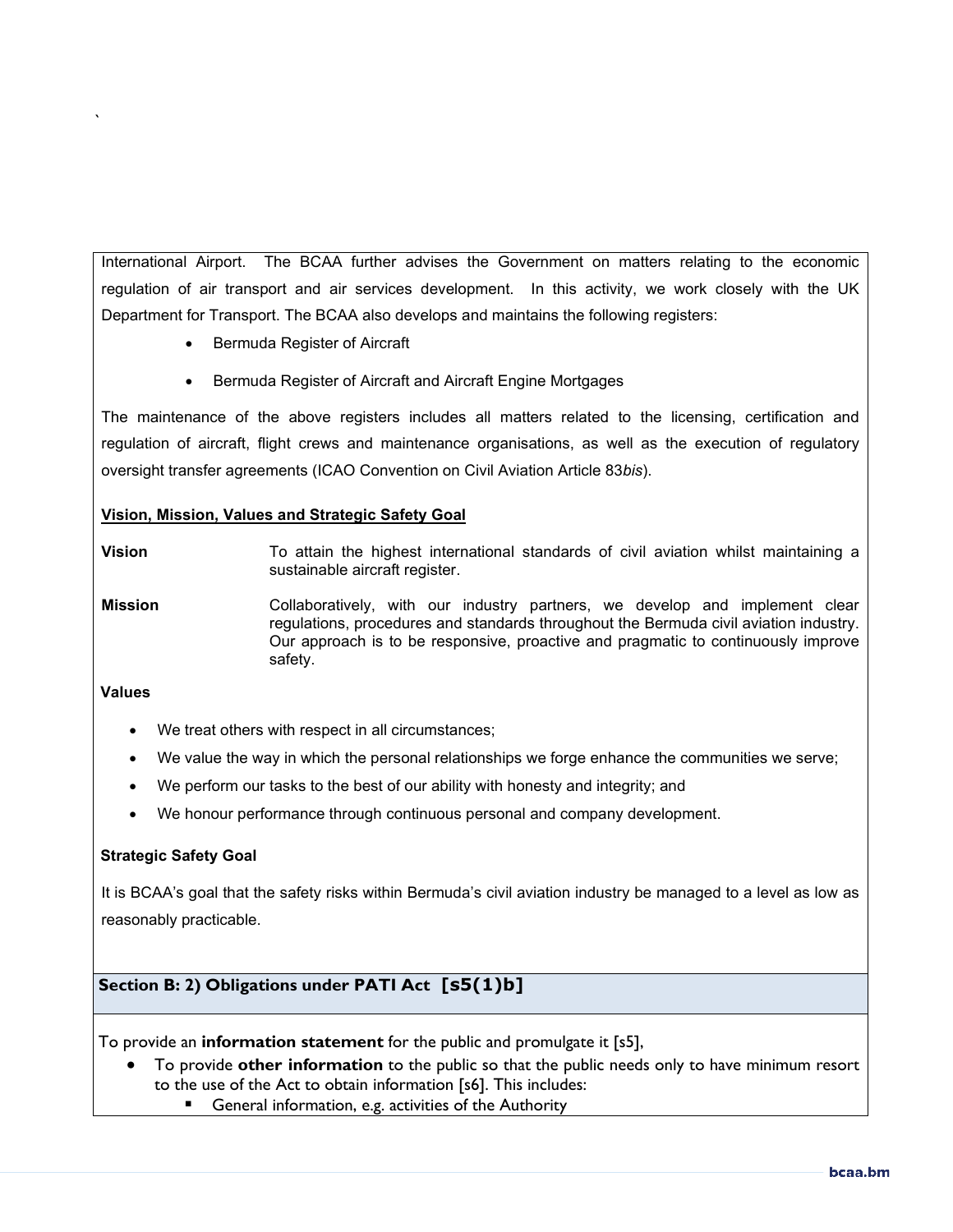International Airport. The BCAA further advises the Government on matters relating to the economic regulation of air transport and air services development. In this activity, we work closely with the UK Department for Transport. The BCAA also develops and maintains the following registers:

- Bermuda Register of Aircraft
- Bermuda Register of Aircraft and Aircraft Engine Mortgages

The maintenance of the above registers includes all matters related to the licensing, certification and regulation of aircraft, flight crews and maintenance organisations, as well as the execution of regulatory oversight transfer agreements (ICAO Convention on Civil Aviation Article 83*bis*).

**Vision, Mission, Values and Strategic Safety Goal**

**Vision** To attain the highest international standards of civil aviation whilst maintaining a sustainable aircraft register.

**Mission** Collaboratively, with our industry partners, we develop and implement clear regulations, procedures and standards throughout the Bermuda civil aviation industry. Our approach is to be responsive, proactive and pragmatic to continuously improve safety.

**Values**

- We treat others with respect in all circumstances;
- We value the way in which the personal relationships we forge enhance the communities we serve;
- We perform our tasks to the best of our ability with honesty and integrity; and
- We honour performance through continuous personal and company development.

**Strategic Safety Goal**

It is BCAA's goal that the safety risks within Bermuda's civil aviation industry be managed to a level as low as reasonably practicable.

## Section B: 2) Obligations under PATI Act [s5(1)b]

To provide an **information statement** for the public and promulgate it [s5],

- To provide **other information** to the public so that the public needs only to have minimum resort to the use of the Act to obtain information [s6]. This includes:
  - General information, e.g. activities of the Authority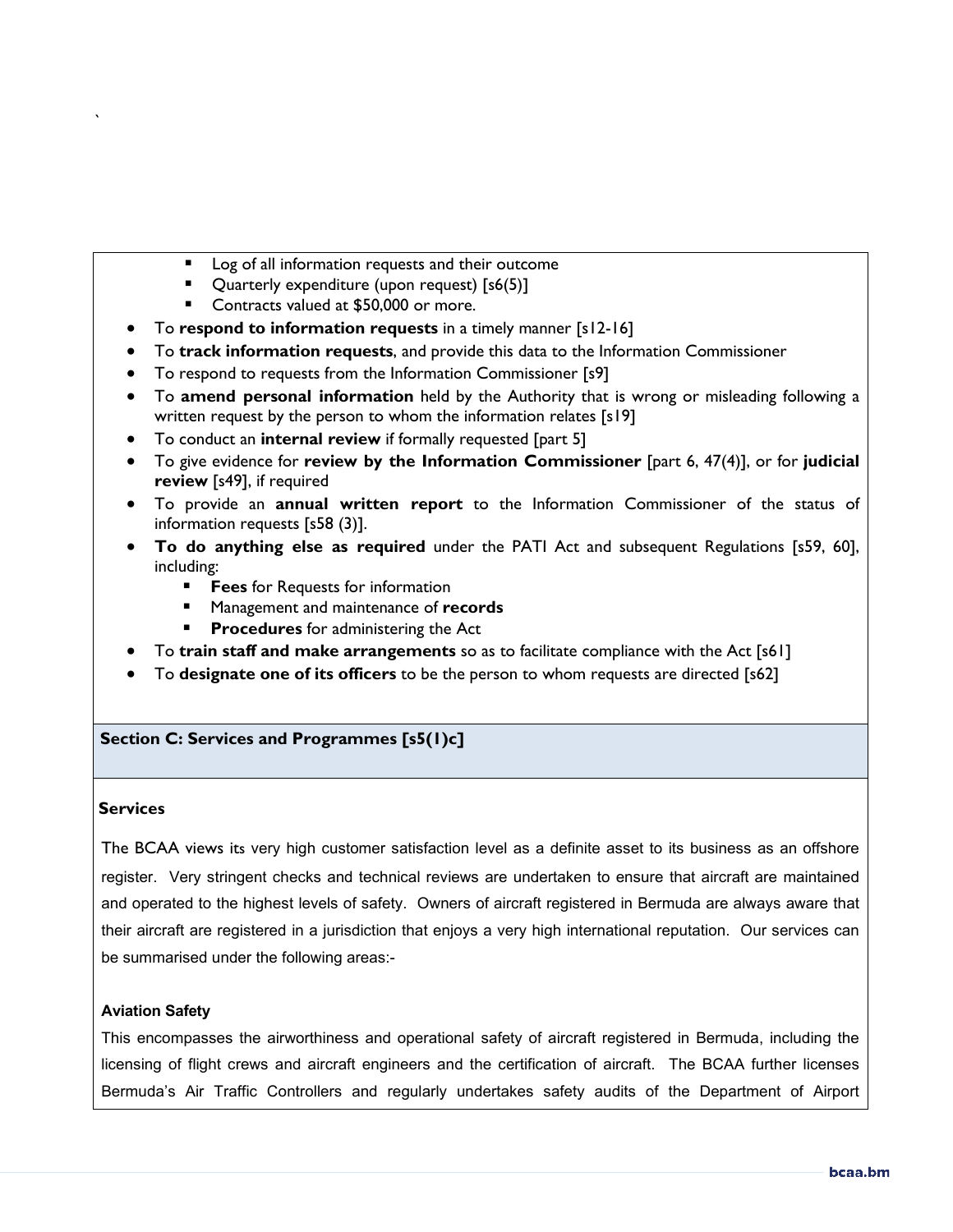- Log of all information requests and their outcome
    - Quarterly expenditure (upon request) [s6(5)]
    - Contracts valued at $50,000 or more.
- To **respond to information requests** in a timely manner [s12-16]
- To **track information requests**, and provide this data to the Information Commissioner
- To respond to requests from the Information Commissioner [s9]
- To **amend personal information** held by the Authority that is wrong or misleading following a written request by the person to whom the information relates [s19]
- To conduct an **internal review** if formally requested [part 5]
- To give evidence for **review by the Information Commissioner** [part 6, 47(4)], or for **judicial review** [s49], if required
- To provide an **annual written report** to the Information Commissioner of the status of information requests [s58 (3)].
- **To do anything else as required** under the PATI Act and subsequent Regulations [s59, 60], including:
    - **Fees** for Requests for information
    - Management and maintenance of **records**
    - **Procedures** for administering the Act
- To **train staff and make arrangements** so as to facilitate compliance with the Act [s61]
- To **designate one of its officers** to be the person to whom requests are directed [s62]

## Section C: Services and Programmes [s5(1)c]

### Services

The BCAA views its very high customer satisfaction level as a definite asset to its business as an offshore register. Very stringent checks and technical reviews are undertaken to ensure that aircraft are maintained and operated to the highest levels of safety. Owners of aircraft registered in Bermuda are always aware that their aircraft are registered in a jurisdiction that enjoys a very high international reputation. Our services can be summarised under the following areas:-

**Aviation Safety**

This encompasses the airworthiness and operational safety of aircraft registered in Bermuda, including the licensing of flight crews and aircraft engineers and the certification of aircraft. The BCAA further licenses Bermuda's Air Traffic Controllers and regularly undertakes safety audits of the Department of Airport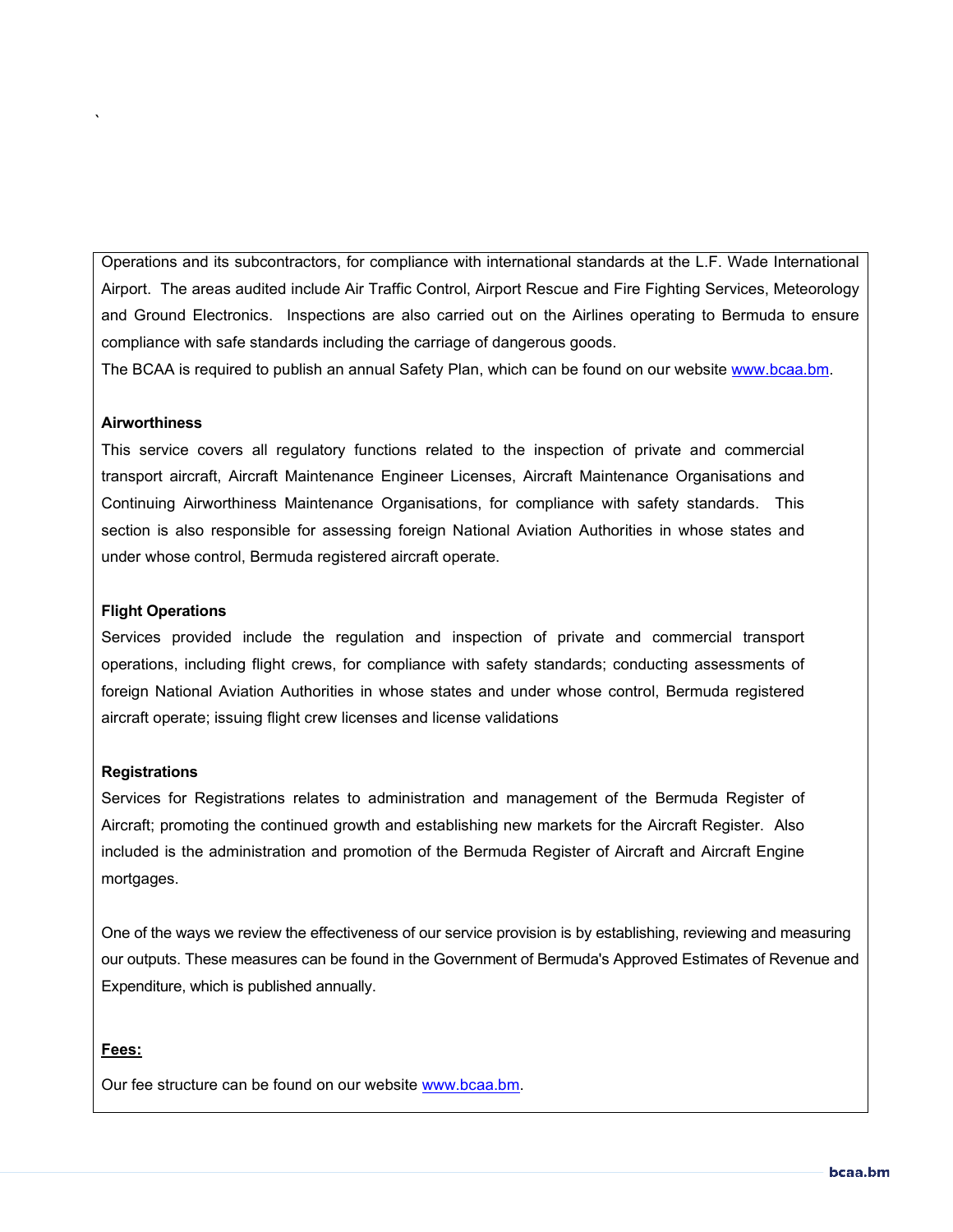Operations and its subcontractors, for compliance with international standards at the L.F. Wade International Airport. The areas audited include Air Traffic Control, Airport Rescue and Fire Fighting Services, Meteorology and Ground Electronics. Inspections are also carried out on the Airlines operating to Bermuda to ensure compliance with safe standards including the carriage of dangerous goods.

The BCAA is required to publish an annual Safety Plan, which can be found on our website [www.bcaa.bm](http://www.bcaa.bm).

**Airworthiness**

This service covers all regulatory functions related to the inspection of private and commercial transport aircraft, Aircraft Maintenance Engineer Licenses, Aircraft Maintenance Organisations and Continuing Airworthiness Maintenance Organisations, for compliance with safety standards. This section is also responsible for assessing foreign National Aviation Authorities in whose states and under whose control, Bermuda registered aircraft operate.

**Flight Operations**

Services provided include the regulation and inspection of private and commercial transport operations, including flight crews, for compliance with safety standards; conducting assessments of foreign National Aviation Authorities in whose states and under whose control, Bermuda registered aircraft operate; issuing flight crew licenses and license validations

**Registrations**

Services for Registrations relates to administration and management of the Bermuda Register of Aircraft; promoting the continued growth and establishing new markets for the Aircraft Register. Also included is the administration and promotion of the Bermuda Register of Aircraft and Aircraft Engine mortgages.

One of the ways we review the effectiveness of our service provision is by establishing, reviewing and measuring our outputs. These measures can be found in the Government of Bermuda's Approved Estimates of Revenue and Expenditure, which is published annually.

**Fees:**

Our fee structure can be found on our website [www.bcaa.bm](http://www.bcaa.bm).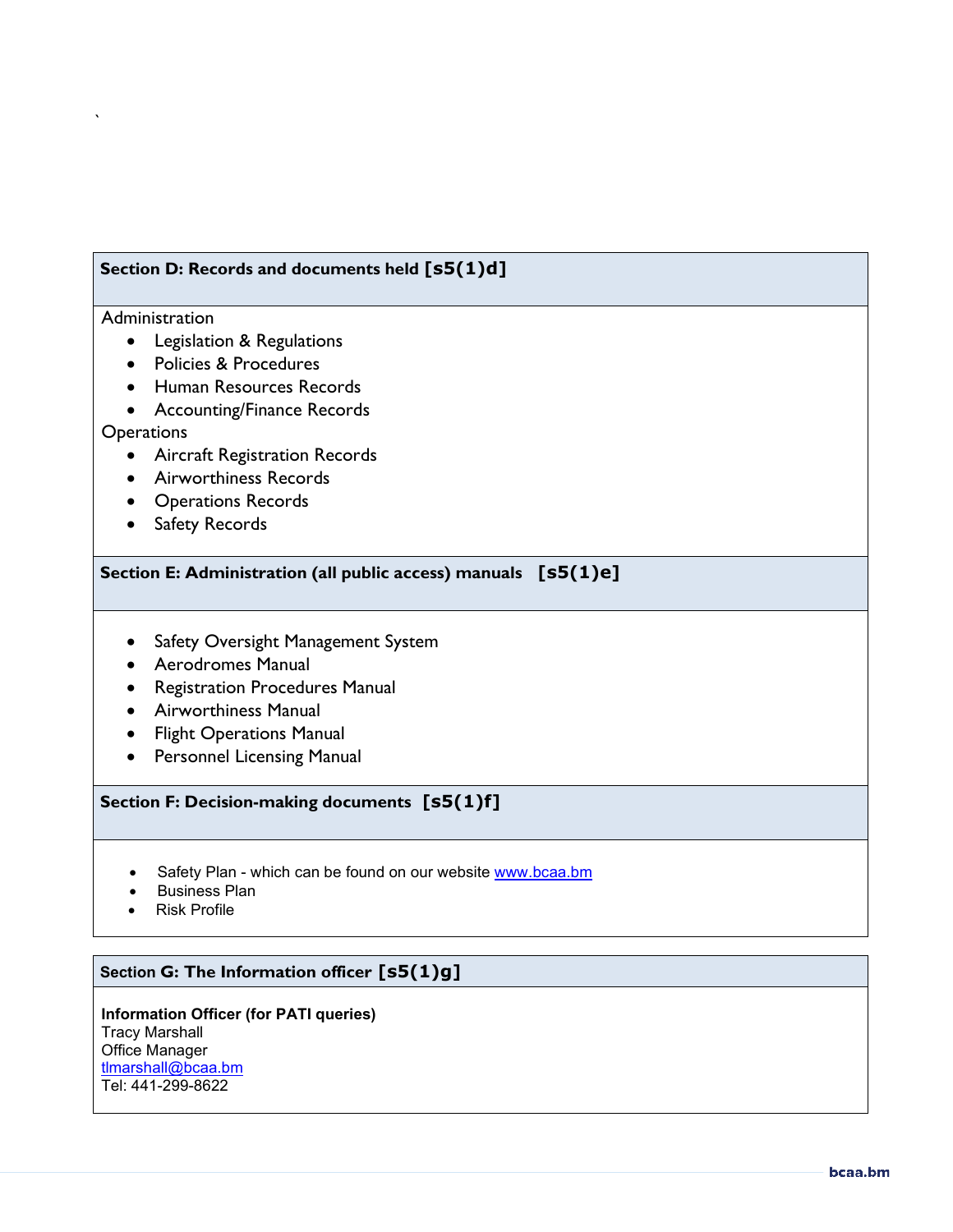## Section D: Records and documents held [s5(1)d]

Administration

- Legislation & Regulations
- Policies & Procedures
- Human Resources Records
- Accounting/Finance Records

Operations

- Aircraft Registration Records
- Airworthiness Records
- Operations Records
- Safety Records

## Section E: Administration (all public access) manuals [s5(1)e]

- Safety Oversight Management System
- Aerodromes Manual
- Registration Procedures Manual
- Airworthiness Manual
- Flight Operations Manual
- Personnel Licensing Manual

## Section F: Decision-making documents [s5(1)f]

- Safety Plan - which can be found on our website www.bcaa.bm
- Business Plan
- Risk Profile

## Section G: The Information officer [s5(1)g]

**Information Officer (for PATI queries)**
Tracy Marshall
Office Manager
tlmarshall@bcaa.bm
Tel: 441-299-8622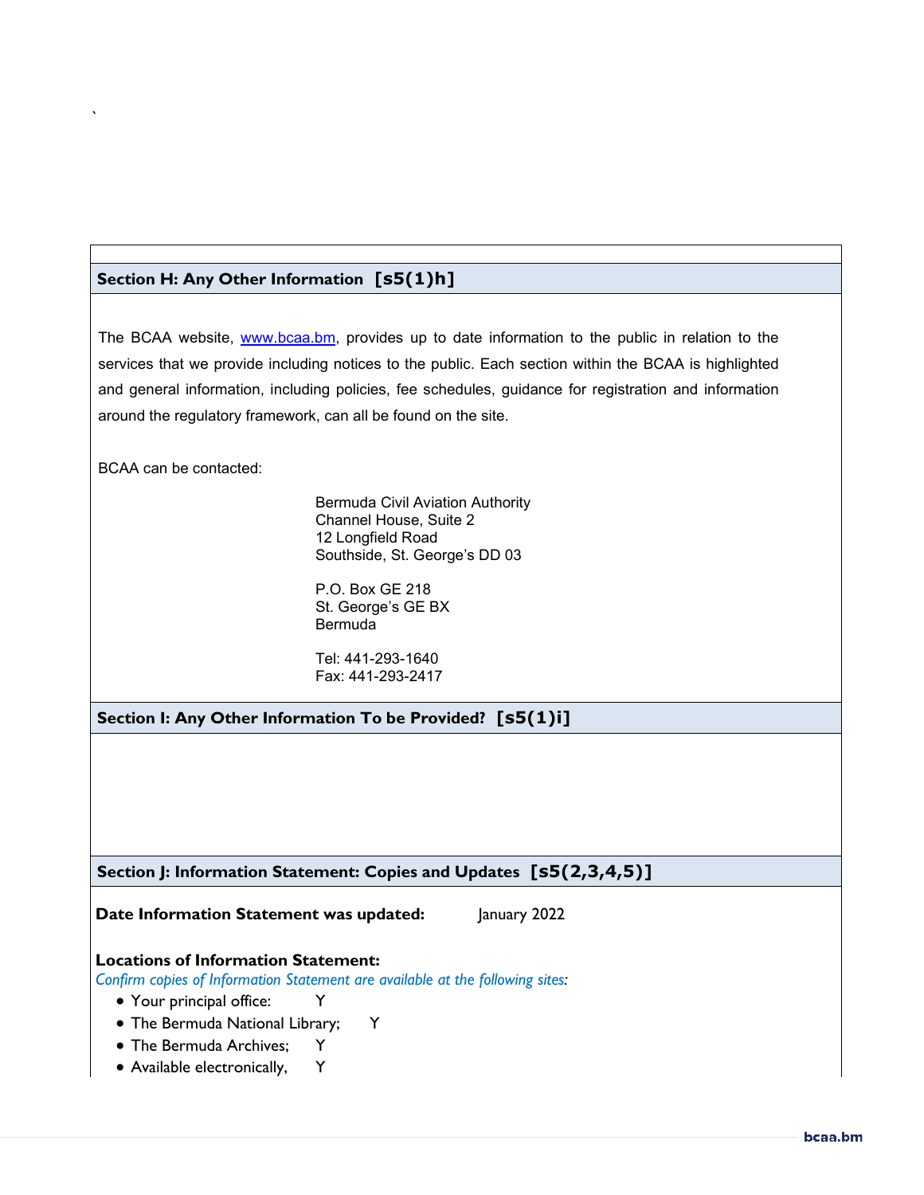## Section H: Any Other Information [s5(1)h]

The BCAA website, www.bcaa.bm, provides up to date information to the public in relation to the services that we provide including notices to the public. Each section within the BCAA is highlighted and general information, including policies, fee schedules, guidance for registration and information around the regulatory framework, can all be found on the site.

BCAA can be contacted:

Bermuda Civil Aviation Authority
Channel House, Suite 2
12 Longfield Road
Southside, St. George's DD 03

P.O. Box GE 218
St. George's GE BX
Bermuda

Tel: 441-293-1640
Fax: 441-293-2417

## Section I: Any Other Information To be Provided? [s5(1)i]

## Section J: Information Statement: Copies and Updates [s5(2,3,4,5)]

**Date Information Statement was updated:** January 2022

**Locations of Information Statement:**

*Confirm copies of Information Statement are available at the following sites:*

- Your principal office: Y
- The Bermuda National Library; Y
- The Bermuda Archives; Y
- Available electronically, Y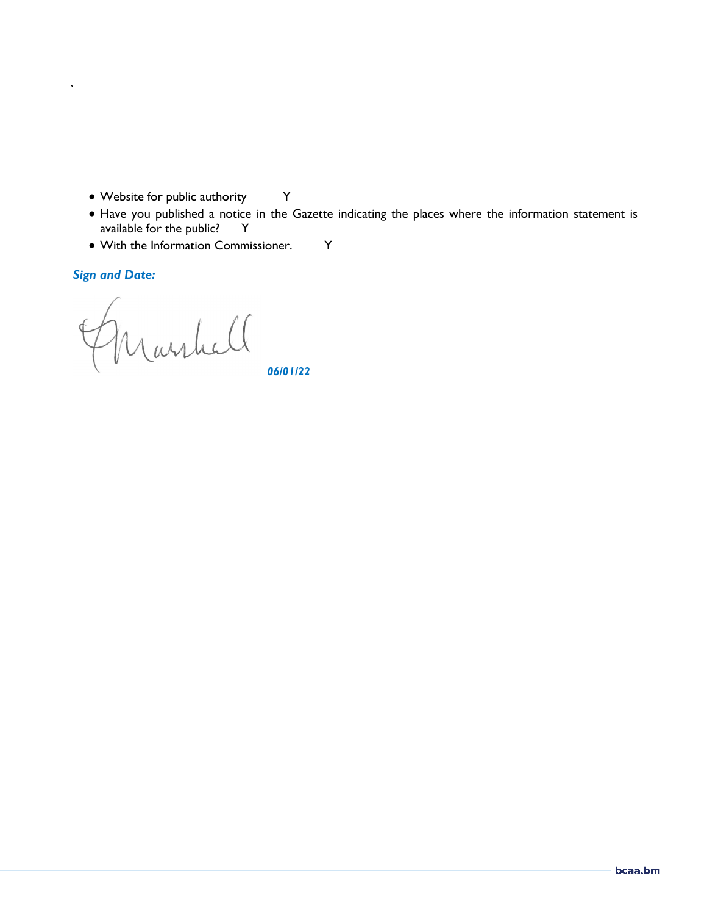- Website for public authority Y
- Have you published a notice in the Gazette indicating the places where the information statement is available for the public? Y
- With the Information Commissioner. Y

***Sign and Date:***

***06/01/22***